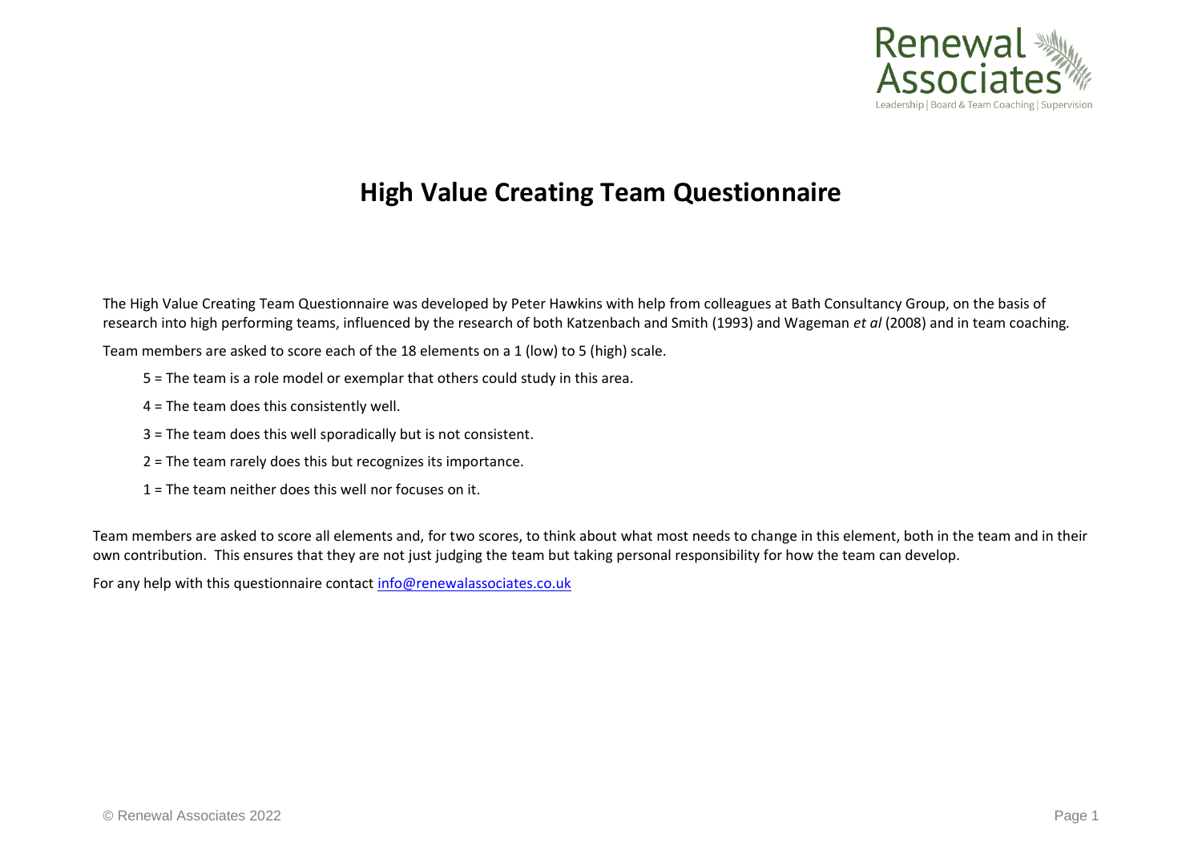Renewal Associates

Leadership | Board & Team Coaching | Supervision

# High Value Creating Team Questionnaire

The High Value Creating Team Questionnaire was developed by Peter Hawkins with help from colleagues at Bath Consultancy Group, on the basis of research into high performing teams, influenced by the research of both Katzenbach and Smith (1993) and Wageman *et al* (2008) and in team coaching*.*

Team members are asked to score each of the 18 elements on a 1 (low) to 5 (high) scale.

- 5 = The team is a role model or exemplar that others could study in this area.
- 4 = The team does this consistently well.
- 3 = The team does this well sporadically but is not consistent.
- 2 = The team rarely does this but recognizes its importance.
- 1 = The team neither does this well nor focuses on it.

Team members are asked to score all elements and, for two scores, to think about what most needs to change in this element, both in the team and in their own contribution. This ensures that they are not just judging the team but taking personal responsibility for how the team can develop.

For any help with this questionnaire contact [info@renewalassociates.co.uk](mailto:info@renewalassociates.co.uk)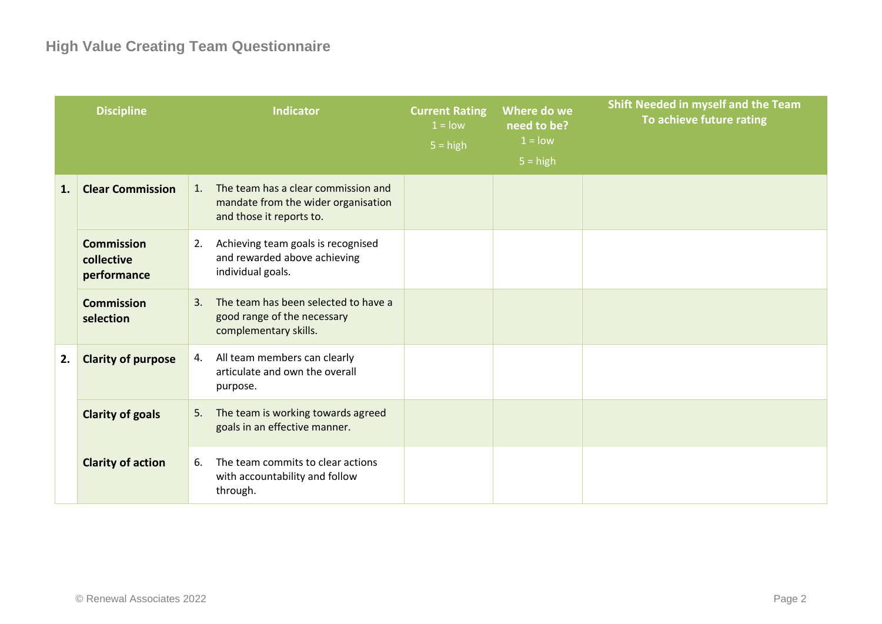## High Value Creating Team Questionnaire

| | Discipline | Indicator | Current Rating 1 = low 5 = high | Where do we need to be? 1 = low 5 = high | Shift Needed in myself and the Team To achieve future rating |
|---|---|---|---|---|---|
| **1.** | **Clear Commission** | 1. The team has a clear commission and mandate from the wider organisation and those it reports to. | | | |
| | **Commission collective performance** | 2. Achieving team goals is recognised and rewarded above achieving individual goals. | | | |
| | **Commission selection** | 3. The team has been selected to have a good range of the necessary complementary skills. | | | |
| **2.** | **Clarity of purpose** | 4. All team members can clearly articulate and own the overall purpose. | | | |
| | **Clarity of goals** | 5. The team is working towards agreed goals in an effective manner. | | | |
| | **Clarity of action** | 6. The team commits to clear actions with accountability and follow through. | | | |

© Renewal Associates 2022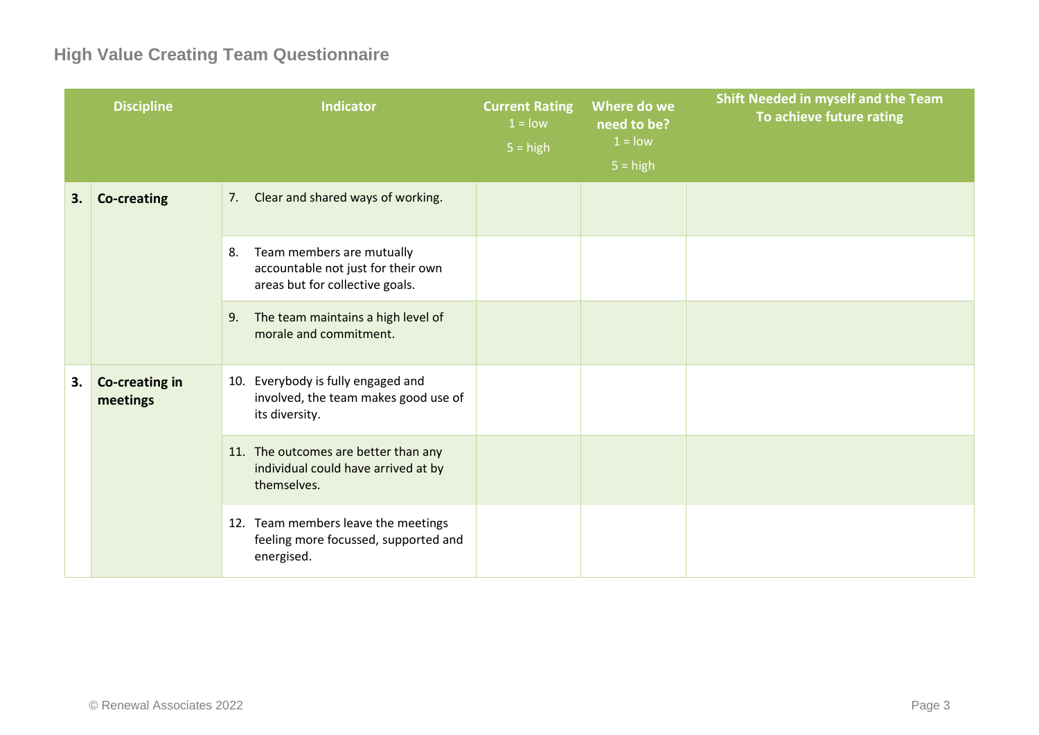## High Value Creating Team Questionnaire

| | Discipline | Indicator | Current Rating<br>1 = low<br>5 = high | Where do we need to be?<br>1 = low<br>5 = high | Shift Needed in myself and the Team To achieve future rating |
|---|---|---|---|---|---|
| **3.** | **Co-creating** | 7. Clear and shared ways of working. | | | |
| | | 8. Team members are mutually accountable not just for their own areas but for collective goals. | | | |
| | | 9. The team maintains a high level of morale and commitment. | | | |
| **3.** | **Co-creating in meetings** | 10. Everybody is fully engaged and involved, the team makes good use of its diversity. | | | |
| | | 11. The outcomes are better than any individual could have arrived at by themselves. | | | |
| | | 12. Team members leave the meetings feeling more focussed, supported and energised. | | | |

© Renewal Associates 2022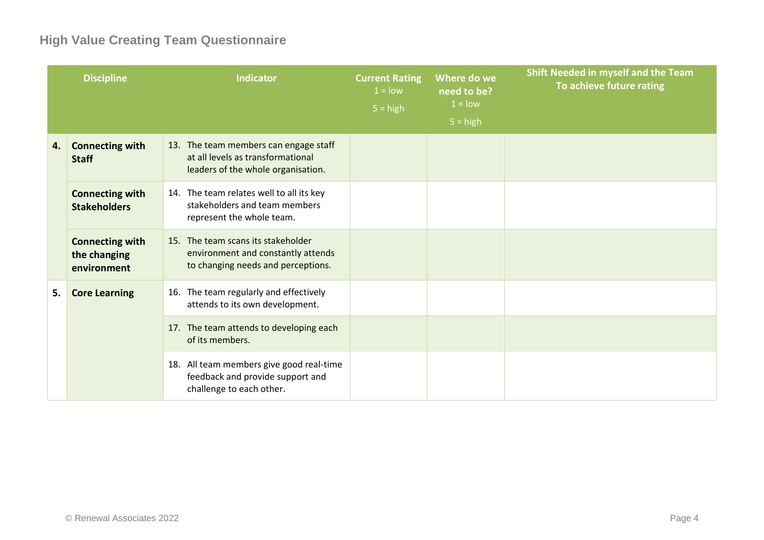## High Value Creating Team Questionnaire

| | Discipline | Indicator | Current Rating 1 = low 5 = high | Where do we need to be? 1 = low 5 = high | Shift Needed in myself and the Team To achieve future rating |
|---|---|---|---|---|---|
| **4.** | **Connecting with Staff** | 13. The team members can engage staff at all levels as transformational leaders of the whole organisation. | | | |
| | **Connecting with Stakeholders** | 14. The team relates well to all its key stakeholders and team members represent the whole team. | | | |
| | **Connecting with the changing environment** | 15. The team scans its stakeholder environment and constantly attends to changing needs and perceptions. | | | |
| **5.** | **Core Learning** | 16. The team regularly and effectively attends to its own development. | | | |
| | | 17. The team attends to developing each of its members. | | | |
| | | 18. All team members give good real-time feedback and provide support and challenge to each other. | | | |

© Renewal Associates 2022